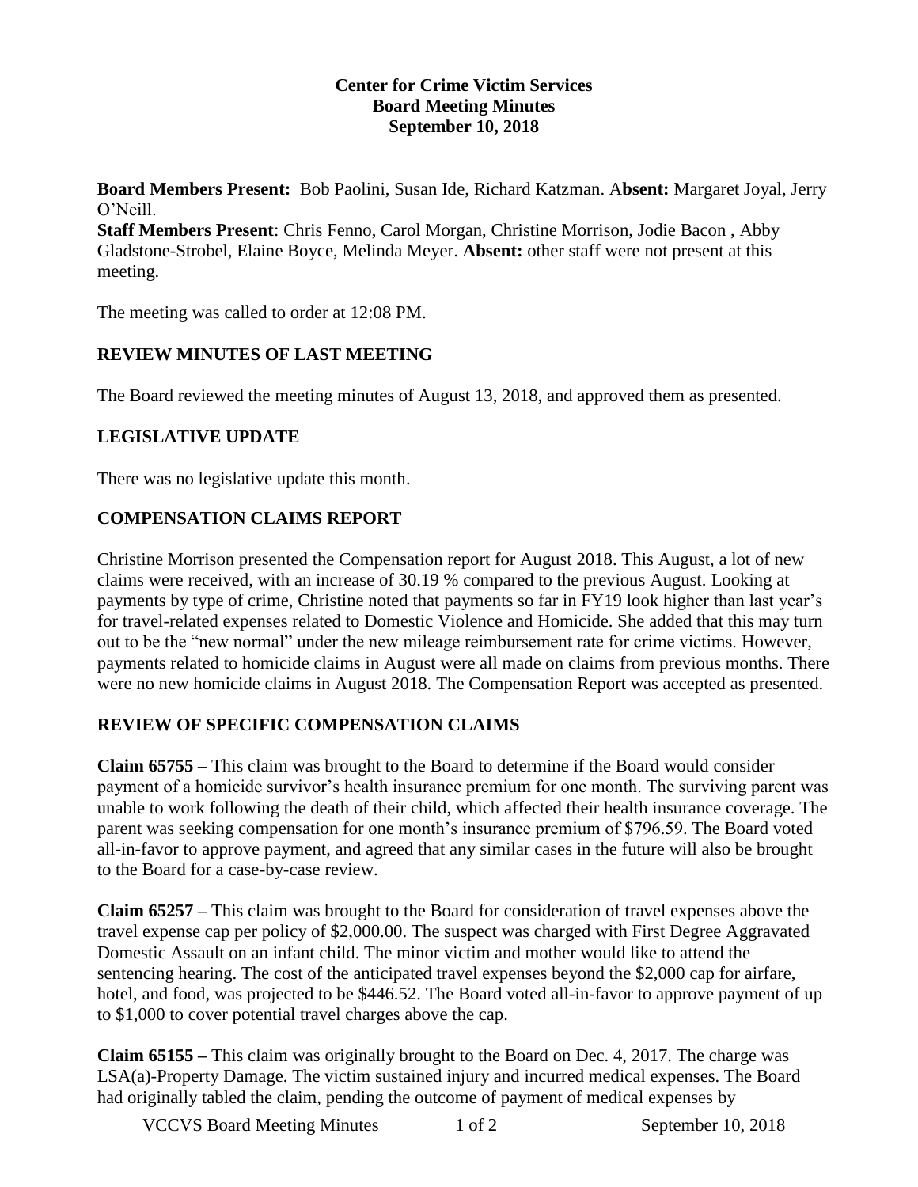**Center for Crime Victim Services**
**Board Meeting Minutes**
**September 10, 2018**

**Board Members Present:** Bob Paolini, Susan Ide, Richard Katzman. **Absent:** Margaret Joyal, Jerry O'Neill.
**Staff Members Present**: Chris Fenno, Carol Morgan, Christine Morrison, Jodie Bacon , Abby Gladstone-Strobel, Elaine Boyce, Melinda Meyer. **Absent:** other staff were not present at this meeting.

The meeting was called to order at 12:08 PM.

## REVIEW MINUTES OF LAST MEETING

The Board reviewed the meeting minutes of August 13, 2018, and approved them as presented.

## LEGISLATIVE UPDATE

There was no legislative update this month.

## COMPENSATION CLAIMS REPORT

Christine Morrison presented the Compensation report for August 2018. This August, a lot of new claims were received, with an increase of 30.19 % compared to the previous August. Looking at payments by type of crime, Christine noted that payments so far in FY19 look higher than last year's for travel-related expenses related to Domestic Violence and Homicide. She added that this may turn out to be the "new normal" under the new mileage reimbursement rate for crime victims. However, payments related to homicide claims in August were all made on claims from previous months. There were no new homicide claims in August 2018. The Compensation Report was accepted as presented.

## REVIEW OF SPECIFIC COMPENSATION CLAIMS

**Claim 65755 –** This claim was brought to the Board to determine if the Board would consider payment of a homicide survivor's health insurance premium for one month. The surviving parent was unable to work following the death of their child, which affected their health insurance coverage. The parent was seeking compensation for one month's insurance premium of $796.59. The Board voted all-in-favor to approve payment, and agreed that any similar cases in the future will also be brought to the Board for a case-by-case review.

**Claim 65257 –** This claim was brought to the Board for consideration of travel expenses above the travel expense cap per policy of $2,000.00. The suspect was charged with First Degree Aggravated Domestic Assault on an infant child. The minor victim and mother would like to attend the sentencing hearing. The cost of the anticipated travel expenses beyond the $2,000 cap for airfare, hotel, and food, was projected to be $446.52. The Board voted all-in-favor to approve payment of up to $1,000 to cover potential travel charges above the cap.

**Claim 65155 –** This claim was originally brought to the Board on Dec. 4, 2017. The charge was LSA(a)-Property Damage. The victim sustained injury and incurred medical expenses. The Board had originally tabled the claim, pending the outcome of payment of medical expenses by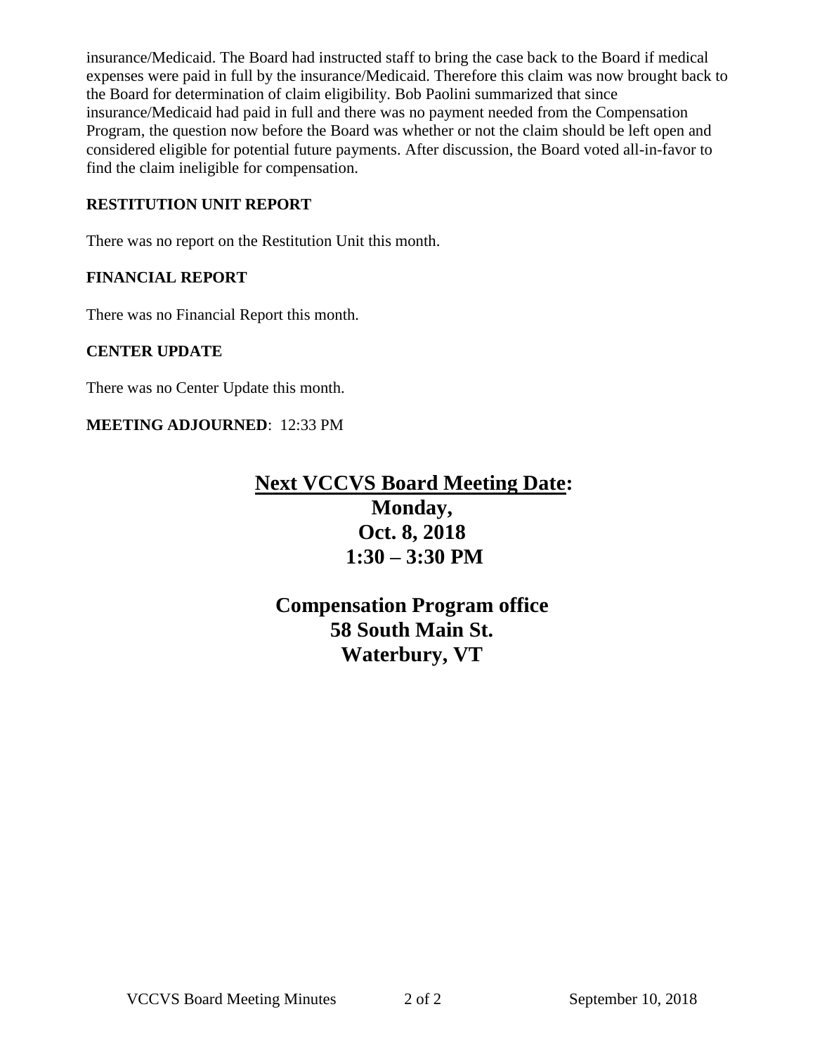insurance/Medicaid. The Board had instructed staff to bring the case back to the Board if medical expenses were paid in full by the insurance/Medicaid. Therefore this claim was now brought back to the Board for determination of claim eligibility. Bob Paolini summarized that since insurance/Medicaid had paid in full and there was no payment needed from the Compensation Program, the question now before the Board was whether or not the claim should be left open and considered eligible for potential future payments. After discussion, the Board voted all-in-favor to find the claim ineligible for compensation.

**RESTITUTION UNIT REPORT**

There was no report on the Restitution Unit this month.

**FINANCIAL REPORT**

There was no Financial Report this month.

**CENTER UPDATE**

There was no Center Update this month.

**MEETING ADJOURNED**: 12:33 PM

## <u>Next VCCVS Board Meeting Date</u>:
## Monday,
## Oct. 8, 2018
## 1:30 – 3:30 PM

## Compensation Program office
## 58 South Main St.
## Waterbury, VT